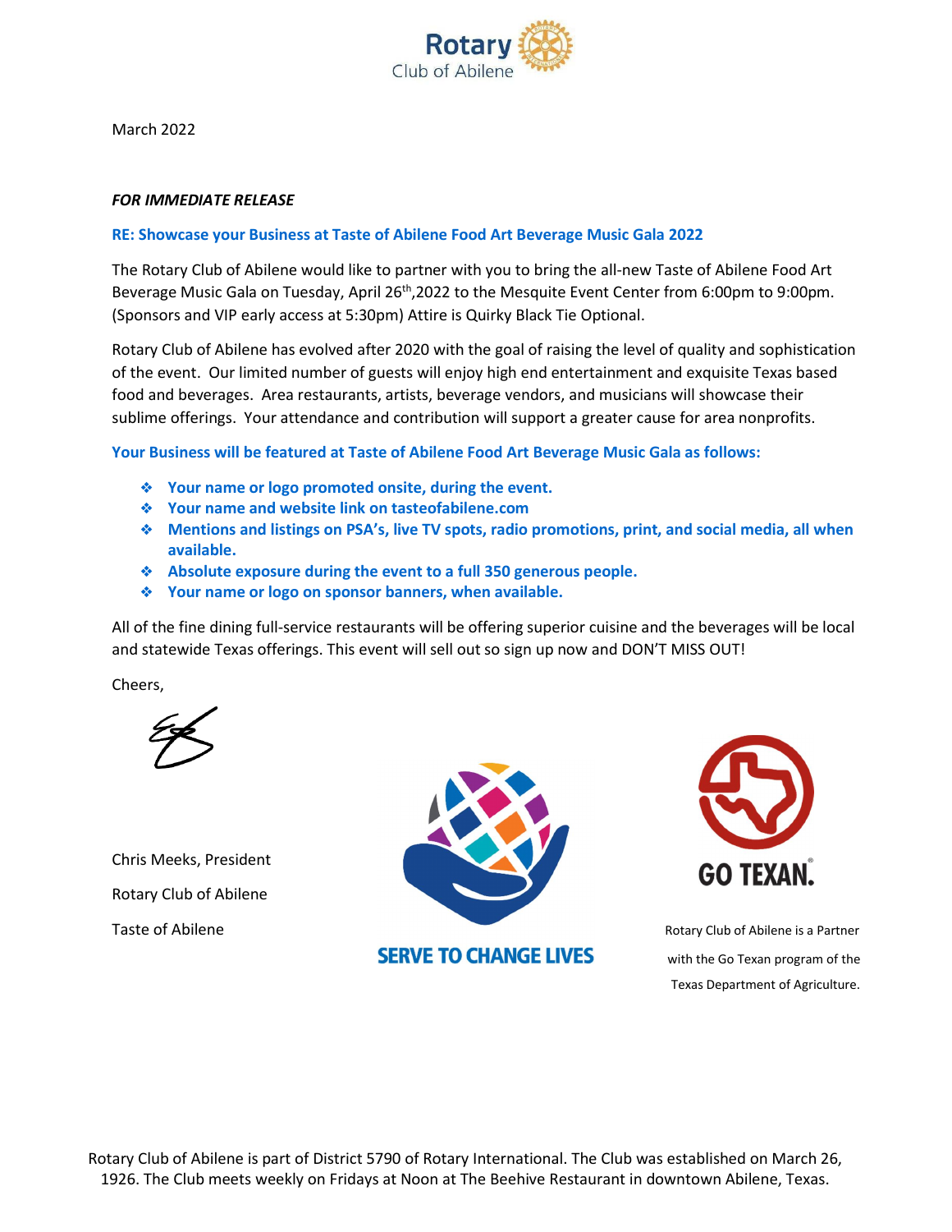Rotary Club of Abilene

March 2022

***FOR IMMEDIATE RELEASE***

**RE: Showcase your Business at Taste of Abilene Food Art Beverage Music Gala 2022**

The Rotary Club of Abilene would like to partner with you to bring the all-new Taste of Abilene Food Art Beverage Music Gala on Tuesday, April 26th,2022 to the Mesquite Event Center from 6:00pm to 9:00pm. (Sponsors and VIP early access at 5:30pm) Attire is Quirky Black Tie Optional.

Rotary Club of Abilene has evolved after 2020 with the goal of raising the level of quality and sophistication of the event. Our limited number of guests will enjoy high end entertainment and exquisite Texas based food and beverages. Area restaurants, artists, beverage vendors, and musicians will showcase their sublime offerings. Your attendance and contribution will support a greater cause for area nonprofits.

**Your Business will be featured at Taste of Abilene Food Art Beverage Music Gala as follows:**

- **Your name or logo promoted onsite, during the event.**
- **Your name and website link on tasteofabilene.com**
- **Mentions and listings on PSA's, live TV spots, radio promotions, print, and social media, all when available.**
- **Absolute exposure during the event to a full 350 generous people.**
- **Your name or logo on sponsor banners, when available.**

All of the fine dining full-service restaurants will be offering superior cuisine and the beverages will be local and statewide Texas offerings. This event will sell out so sign up now and DON'T MISS OUT!

Cheers,

Chris Meeks, President

Rotary Club of Abilene

Taste of Abilene

SERVE TO CHANGE LIVES

GO TEXAN.

Rotary Club of Abilene is a Partner with the Go Texan program of the Texas Department of Agriculture.

Rotary Club of Abilene is part of District 5790 of Rotary International. The Club was established on March 26, 1926. The Club meets weekly on Fridays at Noon at The Beehive Restaurant in downtown Abilene, Texas.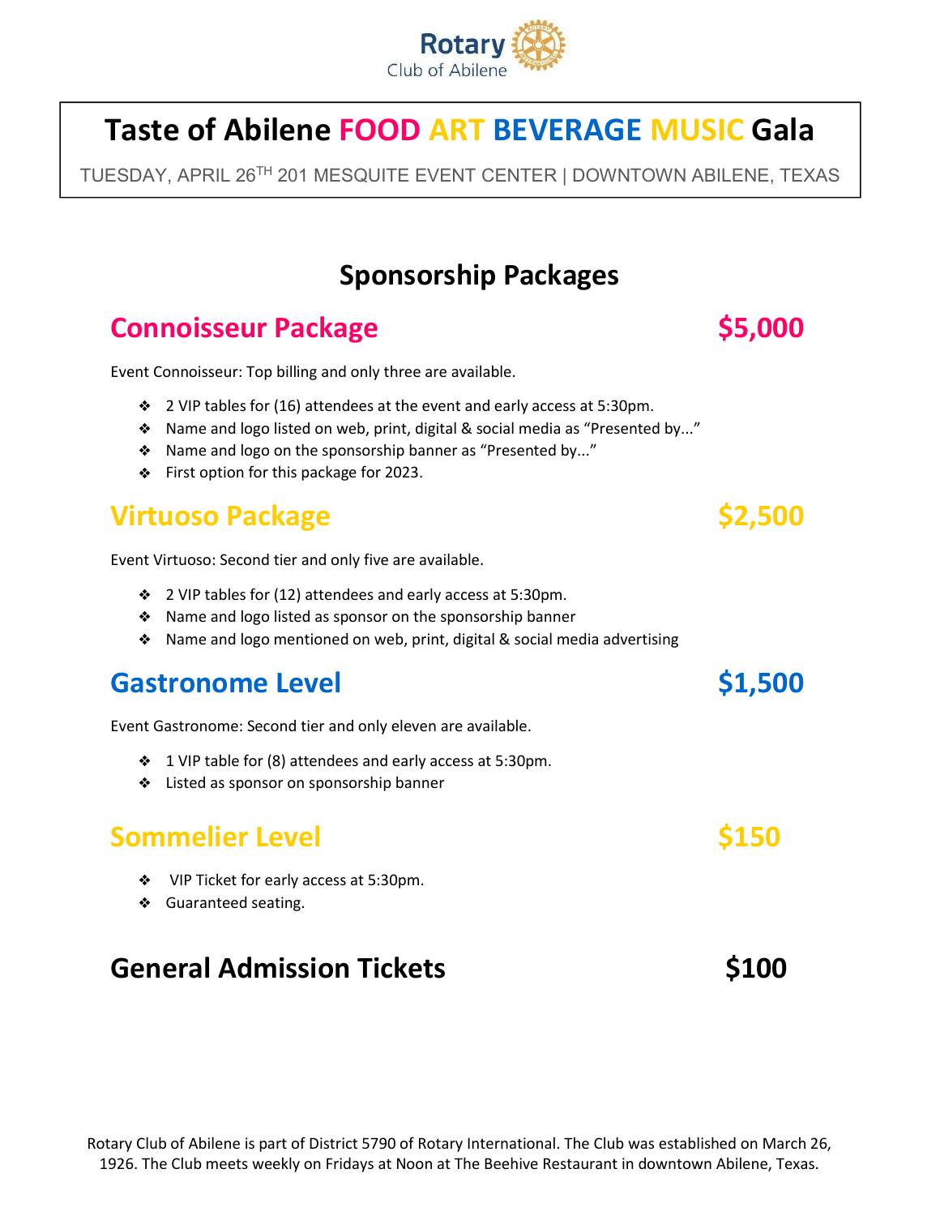Rotary Club of Abilene

# Taste of Abilene FOOD ART BEVERAGE MUSIC Gala

TUESDAY, APRIL 26TH 201 MESQUITE EVENT CENTER | DOWNTOWN ABILENE, TEXAS

## Sponsorship Packages

### Connoisseur Package — $5,000

Event Connoisseur: Top billing and only three are available.

- 2 VIP tables for (16) attendees at the event and early access at 5:30pm.
- Name and logo listed on web, print, digital & social media as "Presented by..."
- Name and logo on the sponsorship banner as "Presented by..."
- First option for this package for 2023.

### Virtuoso Package — $2,500

Event Virtuoso: Second tier and only five are available.

- 2 VIP tables for (12) attendees and early access at 5:30pm.
- Name and logo listed as sponsor on the sponsorship banner
- Name and logo mentioned on web, print, digital & social media advertising

### Gastronome Level — $1,500

Event Gastronome: Second tier and only eleven are available.

- 1 VIP table for (8) attendees and early access at 5:30pm.
- Listed as sponsor on sponsorship banner

### Sommelier Level — $150

- VIP Ticket for early access at 5:30pm.
- Guaranteed seating.

### General Admission Tickets — $100

Rotary Club of Abilene is part of District 5790 of Rotary International. The Club was established on March 26, 1926. The Club meets weekly on Fridays at Noon at The Beehive Restaurant in downtown Abilene, Texas.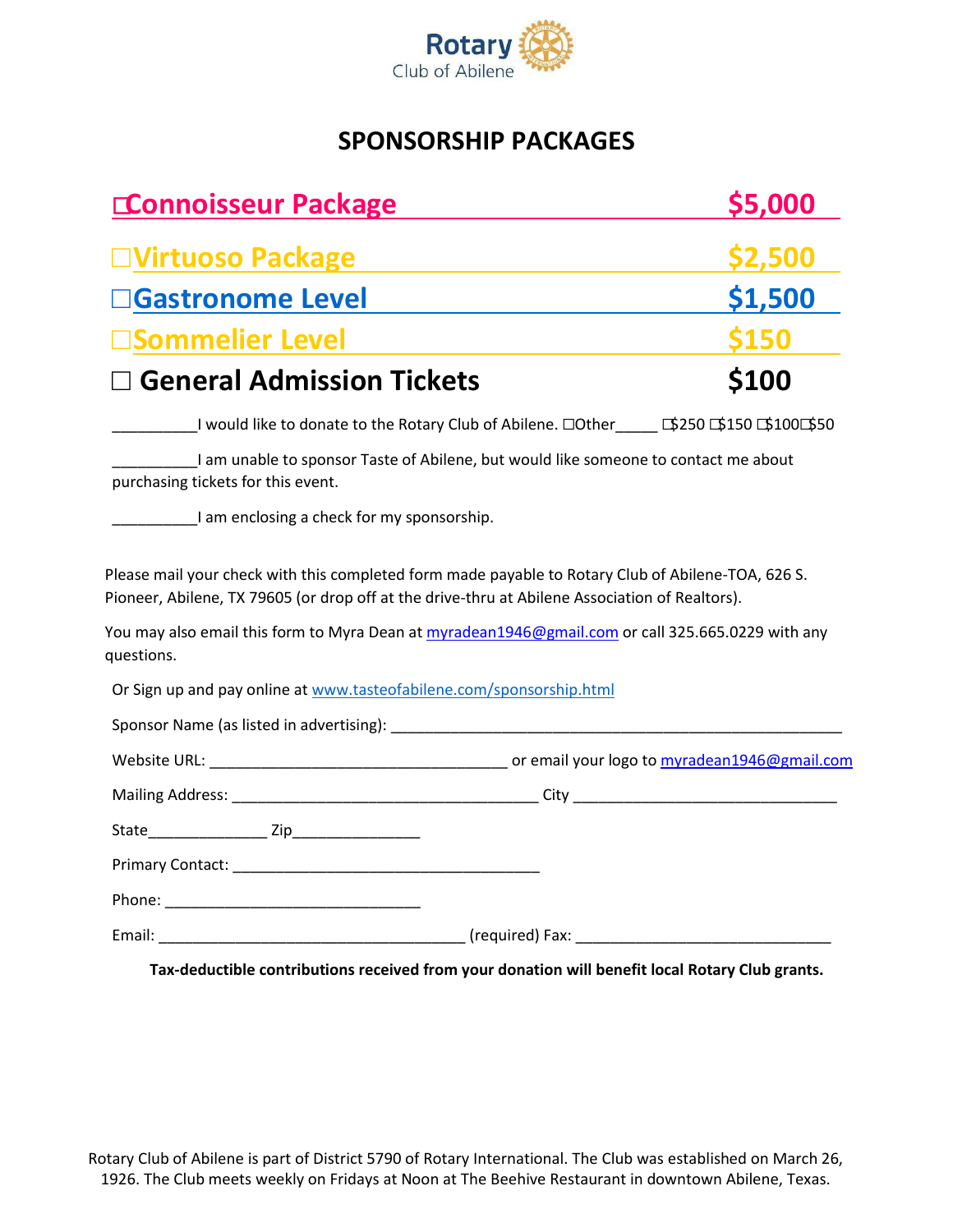Rotary
Club of Abilene

# SPONSORSHIP PACKAGES

| | |
|---|---|
| ☐Connoisseur Package | $5,000 |
| ☐Virtuoso Package | $2,500 |
| ☐Gastronome Level | $1,500 |
| ☐Sommelier Level | $150 |
| ☐ General Admission Tickets | $100 |

__________I would like to donate to the Rotary Club of Abilene. ☐Other_____ ☐$250 ☐$150 ☐$100☐$50

__________I am unable to sponsor Taste of Abilene, but would like someone to contact me about purchasing tickets for this event.

__________I am enclosing a check for my sponsorship.

Please mail your check with this completed form made payable to Rotary Club of Abilene-TOA, 626 S. Pioneer, Abilene, TX 79605 (or drop off at the drive-thru at Abilene Association of Realtors).

You may also email this form to Myra Dean at myradean1946@gmail.com or call 325.665.0229 with any questions.

Or Sign up and pay online at www.tasteofabilene.com/sponsorship.html

Sponsor Name (as listed in advertising): ______________________________________________________

Website URL: ____________________________________ or email your logo to myradean1946@gmail.com

Mailing Address: _____________________________________ City ________________________________

State______________ Zip_______________

Primary Contact: _____________________________________

Phone: ______________________________

Email: _____________________________________ (required) Fax: ______________________________

**Tax-deductible contributions received from your donation will benefit local Rotary Club grants.**

Rotary Club of Abilene is part of District 5790 of Rotary International. The Club was established on March 26, 1926. The Club meets weekly on Fridays at Noon at The Beehive Restaurant in downtown Abilene, Texas.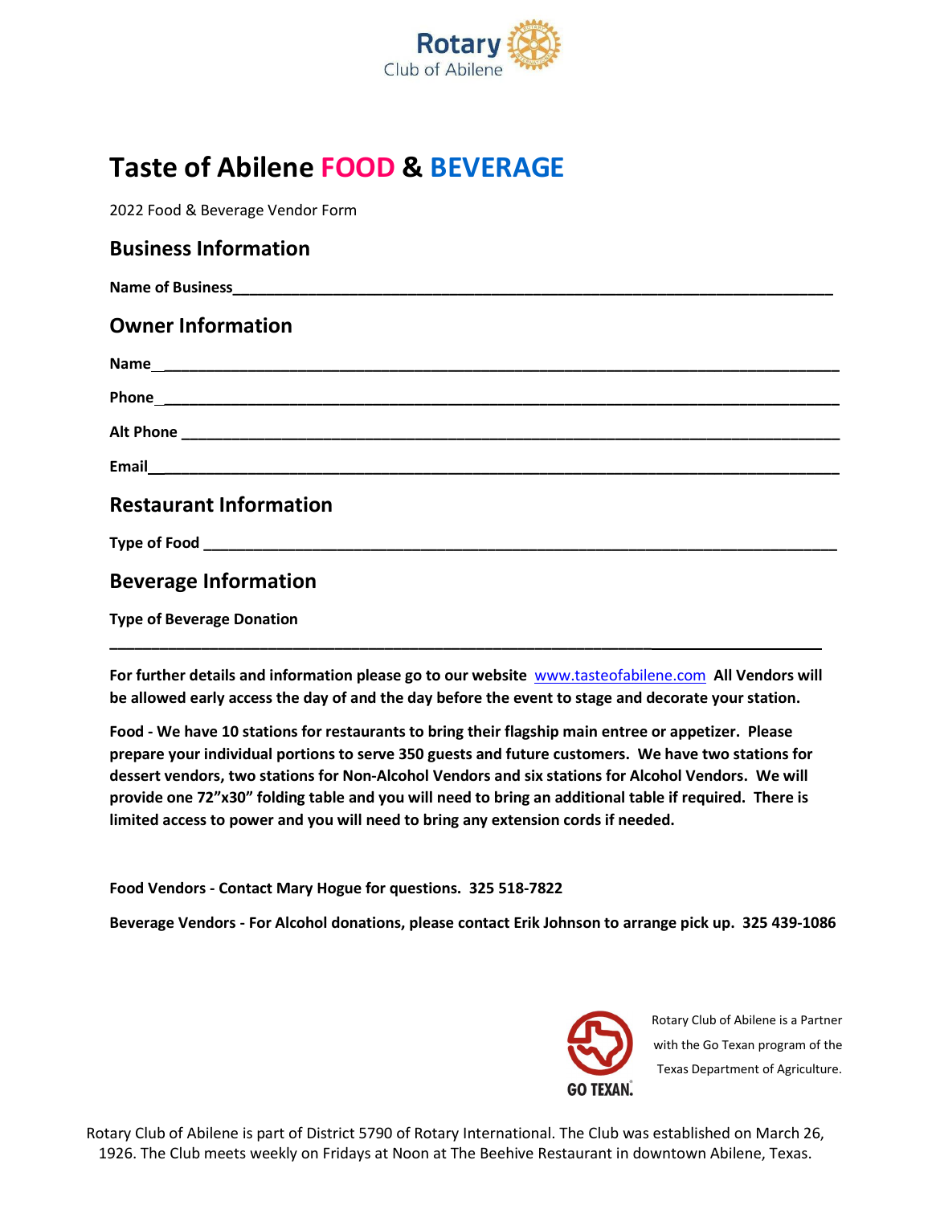Rotary Club of Abilene

# Taste of Abilene FOOD & BEVERAGE

2022 Food & Beverage Vendor Form

## Business Information

**Name of Business**_______________________________________________________________________

## Owner Information

**Name** _______________________________________________________________________________

**Phone** _______________________________________________________________________________

**Alt Phone** ____________________________________________________________________________

**Email**_______________________________________________________________________________

## Restaurant Information

**Type of Food** _________________________________________________________________________

## Beverage Information

**Type of Beverage Donation**

_______________________________________________________________________________________

**For further details and information please go to our website** [www.tasteofabilene.com](http://www.tasteofabilene.com) **All Vendors will be allowed early access the day of and the day before the event to stage and decorate your station.**

**Food - We have 10 stations for restaurants to bring their flagship main entree or appetizer. Please prepare your individual portions to serve 350 guests and future customers. We have two stations for dessert vendors, two stations for Non-Alcohol Vendors and six stations for Alcohol Vendors. We will provide one 72"x30" folding table and you will need to bring an additional table if required. There is limited access to power and you will need to bring any extension cords if needed.**

**Food Vendors - Contact Mary Hogue for questions. 325 518-7822**

**Beverage Vendors - For Alcohol donations, please contact Erik Johnson to arrange pick up. 325 439-1086**

GO TEXAN.

Rotary Club of Abilene is a Partner with the Go Texan program of the Texas Department of Agriculture.

Rotary Club of Abilene is part of District 5790 of Rotary International. The Club was established on March 26, 1926. The Club meets weekly on Fridays at Noon at The Beehive Restaurant in downtown Abilene, Texas.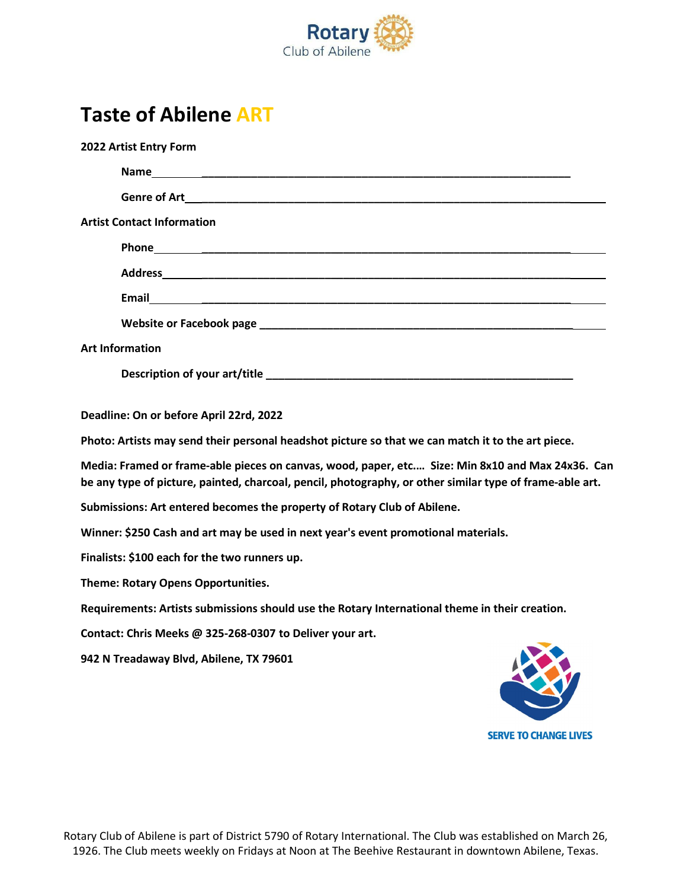Rotary Club of Abilene

# Taste of Abilene ART

**2022 Artist Entry Form**

**Name**________________________________________________________________

**Genre of Art**__________________________________________________________

**Artist Contact Information**

**Phone**________________________________________________________________

**Address**______________________________________________________________

**Email**________________________________________________________________

**Website or Facebook page** ____________________________________________

**Art Information**

**Description of your art/title** ________________________________________

**Deadline: On or before April 22rd, 2022**

**Photo: Artists may send their personal headshot picture so that we can match it to the art piece.**

**Media: Framed or frame-able pieces on canvas, wood, paper, etc.... Size: Min 8x10 and Max 24x36. Can be any type of picture, painted, charcoal, pencil, photography, or other similar type of frame-able art.**

**Submissions: Art entered becomes the property of Rotary Club of Abilene.**

**Winner: $250 Cash and art may be used in next year's event promotional materials.**

**Finalists: $100 each for the two runners up.**

**Theme: Rotary Opens Opportunities.**

**Requirements: Artists submissions should use the Rotary International theme in their creation.**

**Contact: Chris Meeks @ 325-268-0307 to Deliver your art.**

**942 N Treadaway Blvd, Abilene, TX 79601**

SERVE TO CHANGE LIVES

Rotary Club of Abilene is part of District 5790 of Rotary International. The Club was established on March 26, 1926. The Club meets weekly on Fridays at Noon at The Beehive Restaurant in downtown Abilene, Texas.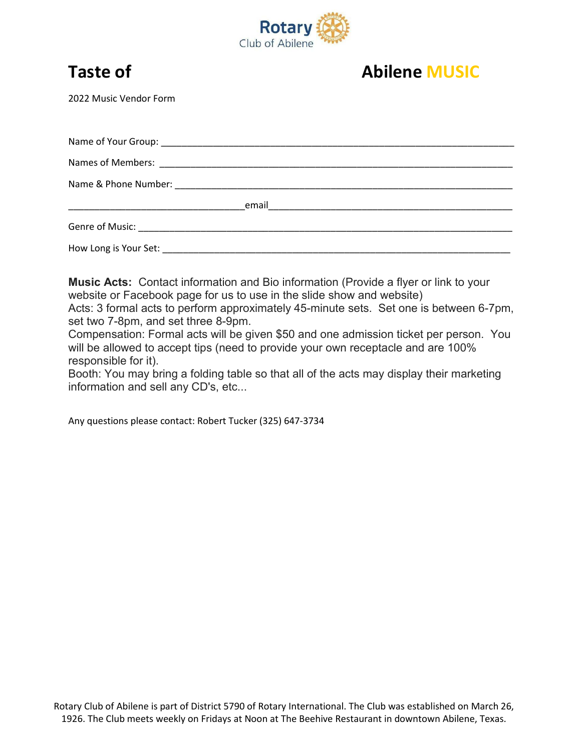Rotary Club of Abilene

# Taste of Abilene MUSIC

2022 Music Vendor Form

Name of Your Group: ______________________________________________________________________

Names of Members: ______________________________________________________________________

Name & Phone Number: ____________________________________________________________________

________________________________email_____________________________________________

Genre of Music: ________________________________________________________________________

How Long is Your Set: ____________________________________________________________________

**Music Acts:** Contact information and Bio information (Provide a flyer or link to your website or Facebook page for us to use in the slide show and website)

Acts: 3 formal acts to perform approximately 45-minute sets. Set one is between 6-7pm, set two 7-8pm, and set three 8-9pm.

Compensation: Formal acts will be given $50 and one admission ticket per person. You will be allowed to accept tips (need to provide your own receptacle and are 100% responsible for it).

Booth: You may bring a folding table so that all of the acts may display their marketing information and sell any CD's, etc...

Any questions please contact: Robert Tucker (325) 647-3734

Rotary Club of Abilene is part of District 5790 of Rotary International. The Club was established on March 26, 1926. The Club meets weekly on Fridays at Noon at The Beehive Restaurant in downtown Abilene, Texas.